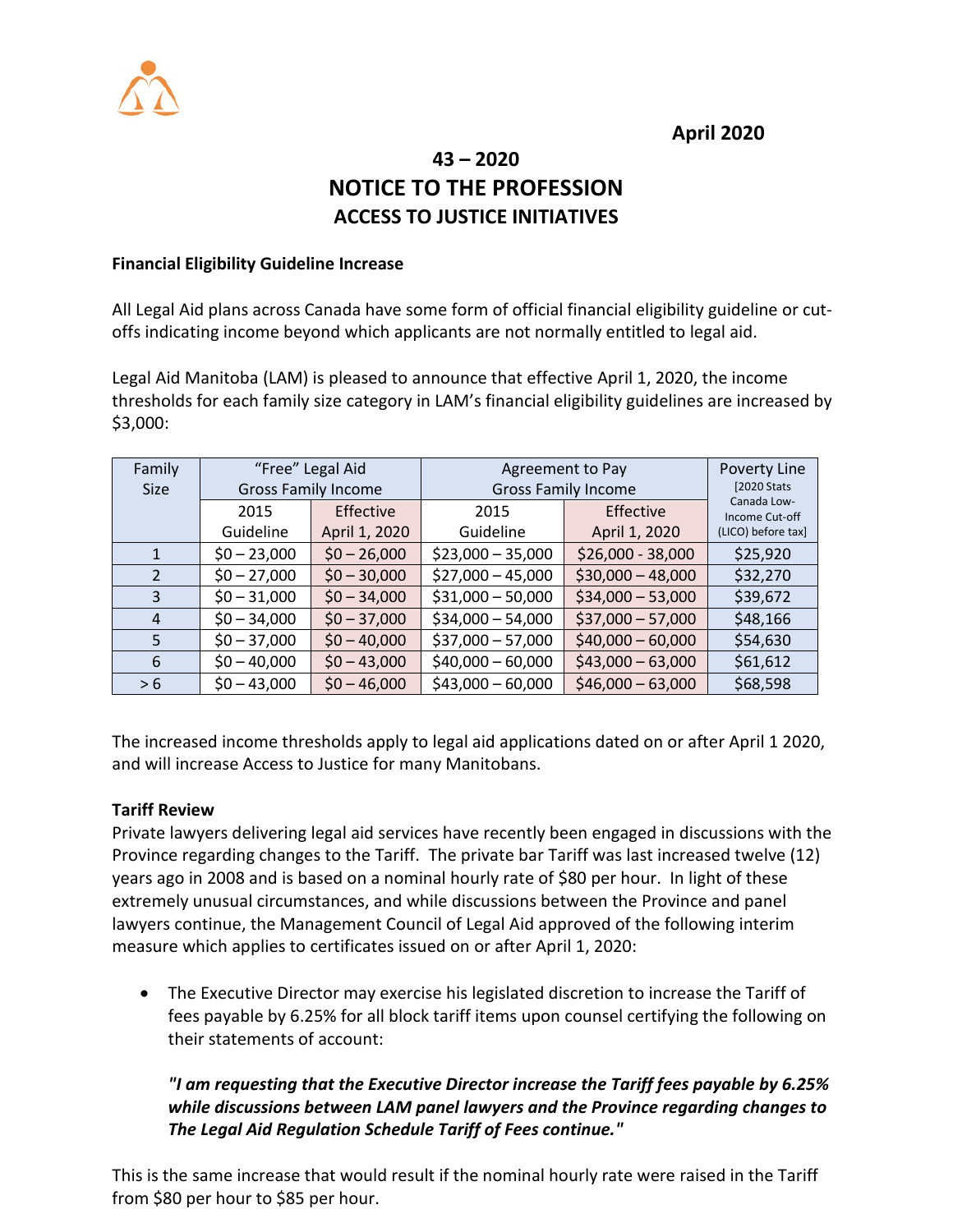**April 2020**

# 43 – 2020
# NOTICE TO THE PROFESSION
## ACCESS TO JUSTICE INITIATIVES

### Financial Eligibility Guideline Increase

All Legal Aid plans across Canada have some form of official financial eligibility guideline or cut-offs indicating income beyond which applicants are not normally entitled to legal aid.

Legal Aid Manitoba (LAM) is pleased to announce that effective April 1, 2020, the income thresholds for each family size category in LAM's financial eligibility guidelines are increased by $3,000:

| Family Size | "Free" Legal Aid Gross Family Income | | Agreement to Pay Gross Family Income | | Poverty Line [2020 Stats Canada Low-Income Cut-off (LICO) before tax] |
|---|---|---|---|---|---|
| | 2015 Guideline | Effective April 1, 2020 | 2015 Guideline | Effective April 1, 2020 | |
| 1 | $0 – 23,000 | $0 – 26,000 | $23,000 – 35,000 | $26,000 - 38,000 | $25,920 |
| 2 | $0 – 27,000 | $0 – 30,000 | $27,000 – 45,000 | $30,000 – 48,000 | $32,270 |
| 3 | $0 – 31,000 | $0 – 34,000 | $31,000 – 50,000 | $34,000 – 53,000 | $39,672 |
| 4 | $0 – 34,000 | $0 – 37,000 | $34,000 – 54,000 | $37,000 – 57,000 | $48,166 |
| 5 | $0 – 37,000 | $0 – 40,000 | $37,000 – 57,000 | $40,000 – 60,000 | $54,630 |
| 6 | $0 – 40,000 | $0 – 43,000 | $40,000 – 60,000 | $43,000 – 63,000 | $61,612 |
| > 6 | $0 – 43,000 | $0 – 46,000 | $43,000 – 60,000 | $46,000 – 63,000 | $68,598 |

The increased income thresholds apply to legal aid applications dated on or after April 1 2020, and will increase Access to Justice for many Manitobans.

### Tariff Review

Private lawyers delivering legal aid services have recently been engaged in discussions with the Province regarding changes to the Tariff. The private bar Tariff was last increased twelve (12) years ago in 2008 and is based on a nominal hourly rate of $80 per hour. In light of these extremely unusual circumstances, and while discussions between the Province and panel lawyers continue, the Management Council of Legal Aid approved of the following interim measure which applies to certificates issued on or after April 1, 2020:

- The Executive Director may exercise his legislated discretion to increase the Tariff of fees payable by 6.25% for all block tariff items upon counsel certifying the following on their statements of account:

  ***"I am requesting that the Executive Director increase the Tariff fees payable by 6.25% while discussions between LAM panel lawyers and the Province regarding changes to The Legal Aid Regulation Schedule Tariff of Fees continue."***

This is the same increase that would result if the nominal hourly rate were raised in the Tariff from $80 per hour to $85 per hour.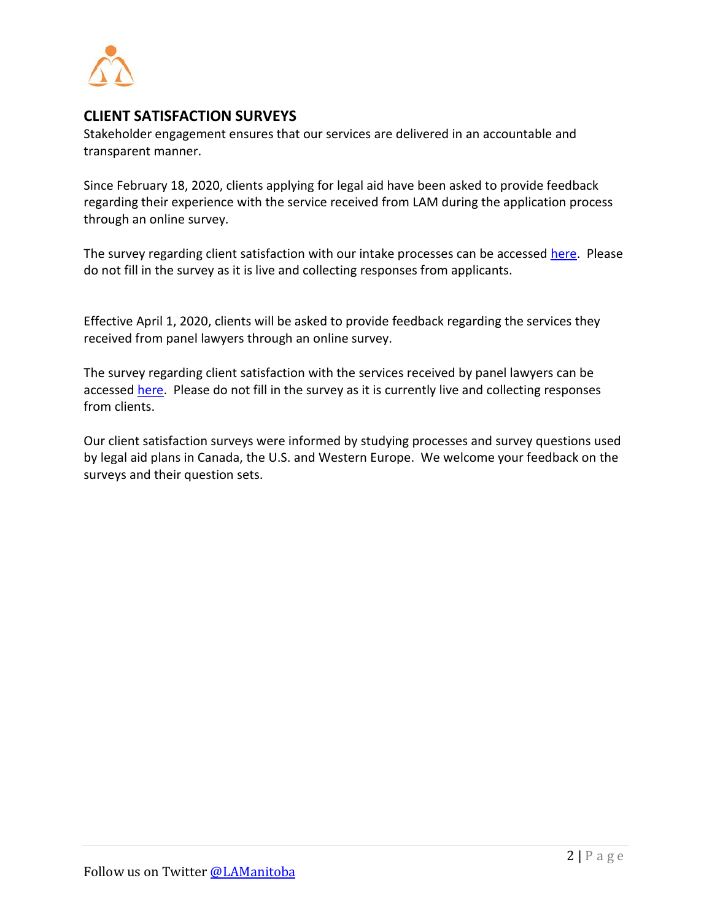## CLIENT SATISFACTION SURVEYS

Stakeholder engagement ensures that our services are delivered in an accountable and transparent manner.

Since February 18, 2020, clients applying for legal aid have been asked to provide feedback regarding their experience with the service received from LAM during the application process through an online survey.

The survey regarding client satisfaction with our intake processes can be accessed here. Please do not fill in the survey as it is live and collecting responses from applicants.

Effective April 1, 2020, clients will be asked to provide feedback regarding the services they received from panel lawyers through an online survey.

The survey regarding client satisfaction with the services received by panel lawyers can be accessed here. Please do not fill in the survey as it is currently live and collecting responses from clients.

Our client satisfaction surveys were informed by studying processes and survey questions used by legal aid plans in Canada, the U.S. and Western Europe. We welcome your feedback on the surveys and their question sets.